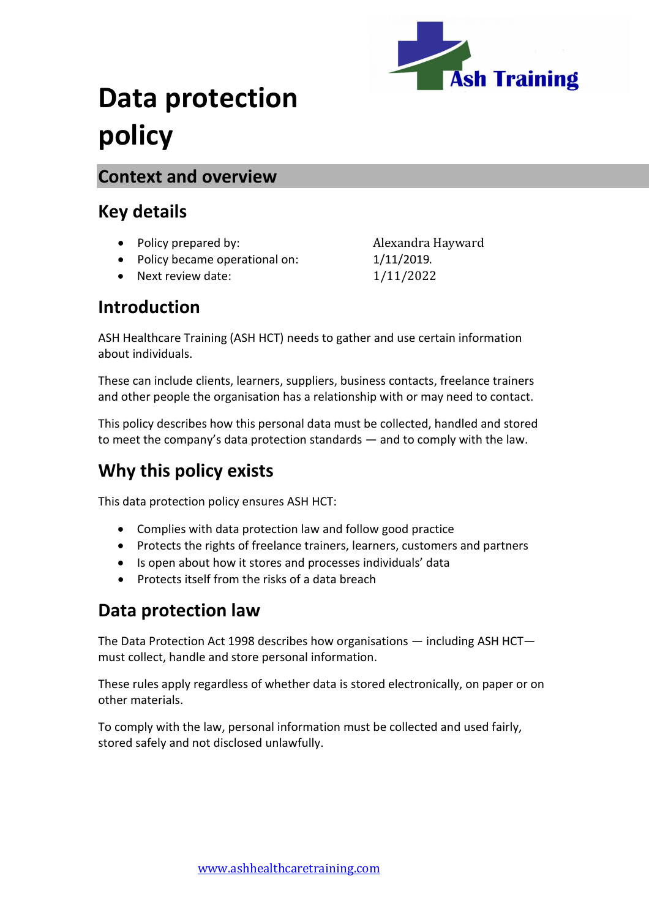# Data protection policy

## Context and overview

### Key details

- Policy prepared by: Alexandra Hayward
- Policy became operational on: 1/11/2019.
- Next review date: 1/11/2022

### Introduction

ASH Healthcare Training (ASH HCT) needs to gather and use certain information about individuals.

These can include clients, learners, suppliers, business contacts, freelance trainers and other people the organisation has a relationship with or may need to contact.

This policy describes how this personal data must be collected, handled and stored to meet the company's data protection standards — and to comply with the law.

### Why this policy exists

This data protection policy ensures ASH HCT:

- Complies with data protection law and follow good practice
- Protects the rights of freelance trainers, learners, customers and partners
- Is open about how it stores and processes individuals' data
- Protects itself from the risks of a data breach

### Data protection law

The Data Protection Act 1998 describes how organisations — including ASH HCT— must collect, handle and store personal information.

These rules apply regardless of whether data is stored electronically, on paper or on other materials.

To comply with the law, personal information must be collected and used fairly, stored safely and not disclosed unlawfully.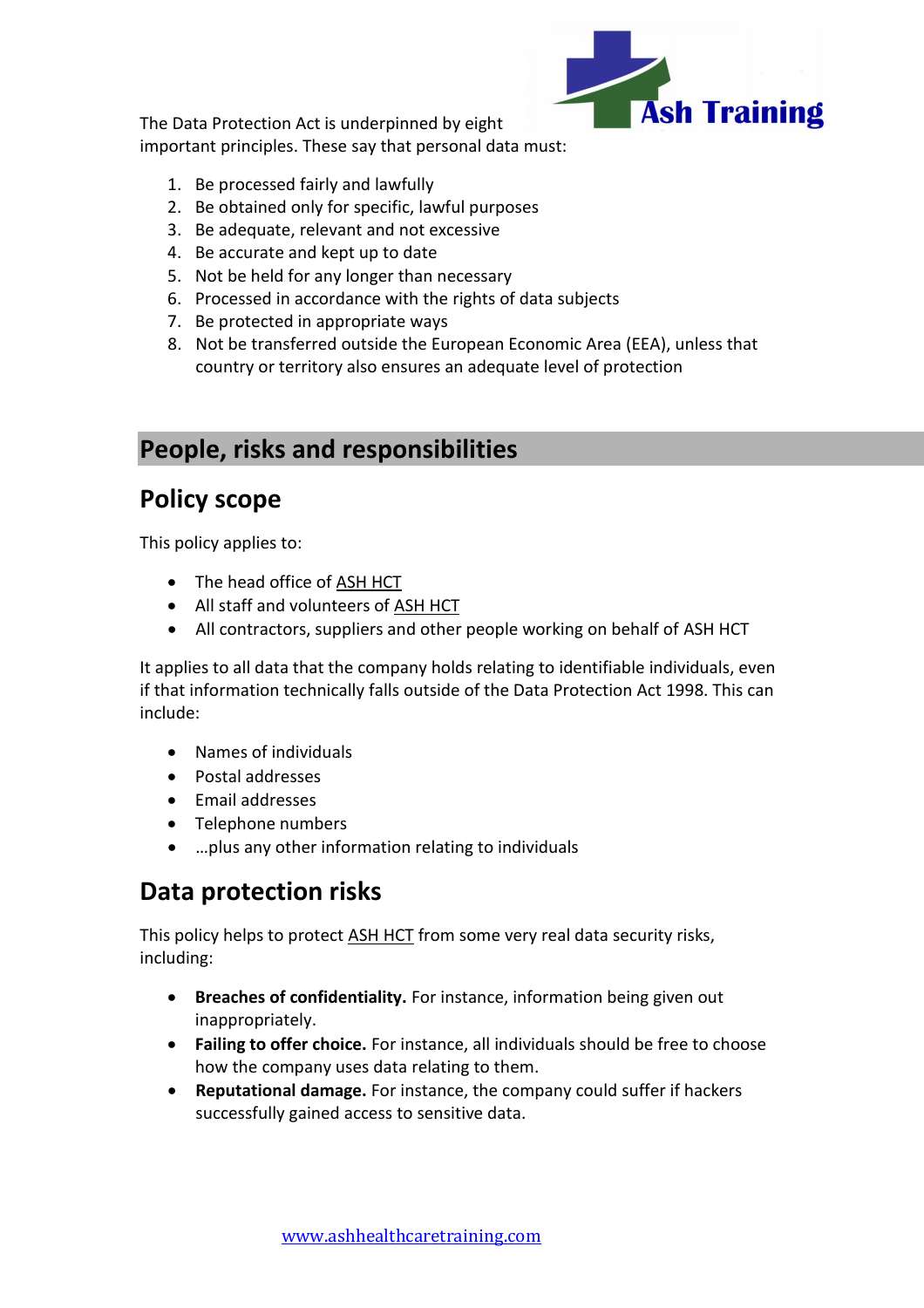The Data Protection Act is underpinned by eight important principles. These say that personal data must:

1. Be processed fairly and lawfully
2. Be obtained only for specific, lawful purposes
3. Be adequate, relevant and not excessive
4. Be accurate and kept up to date
5. Not be held for any longer than necessary
6. Processed in accordance with the rights of data subjects
7. Be protected in appropriate ways
8. Not be transferred outside the European Economic Area (EEA), unless that country or territory also ensures an adequate level of protection

# People, risks and responsibilities

## Policy scope

This policy applies to:

- The head office of ASH HCT
- All staff and volunteers of ASH HCT
- All contractors, suppliers and other people working on behalf of ASH HCT

It applies to all data that the company holds relating to identifiable individuals, even if that information technically falls outside of the Data Protection Act 1998. This can include:

- Names of individuals
- Postal addresses
- Email addresses
- Telephone numbers
- …plus any other information relating to individuals

## Data protection risks

This policy helps to protect ASH HCT from some very real data security risks, including:

- **Breaches of confidentiality.** For instance, information being given out inappropriately.
- **Failing to offer choice.** For instance, all individuals should be free to choose how the company uses data relating to them.
- **Reputational damage.** For instance, the company could suffer if hackers successfully gained access to sensitive data.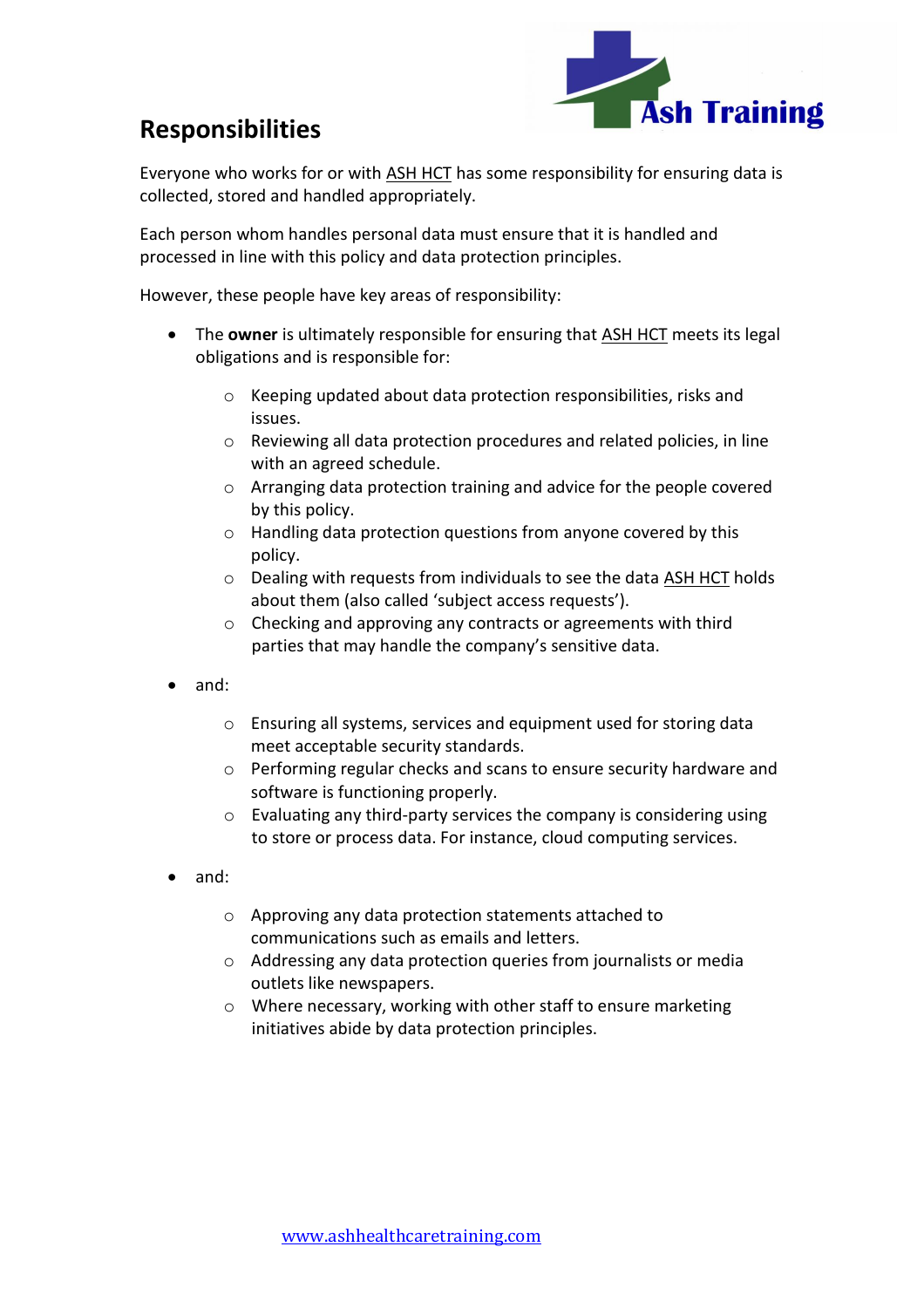## Responsibilities

Everyone who works for or with ASH HCT has some responsibility for ensuring data is collected, stored and handled appropriately.

Each person whom handles personal data must ensure that it is handled and processed in line with this policy and data protection principles.

However, these people have key areas of responsibility:

- The **owner** is ultimately responsible for ensuring that ASH HCT meets its legal obligations and is responsible for:
  - Keeping updated about data protection responsibilities, risks and issues.
  - Reviewing all data protection procedures and related policies, in line with an agreed schedule.
  - Arranging data protection training and advice for the people covered by this policy.
  - Handling data protection questions from anyone covered by this policy.
  - Dealing with requests from individuals to see the data ASH HCT holds about them (also called 'subject access requests').
  - Checking and approving any contracts or agreements with third parties that may handle the company's sensitive data.
- and:
  - Ensuring all systems, services and equipment used for storing data meet acceptable security standards.
  - Performing regular checks and scans to ensure security hardware and software is functioning properly.
  - Evaluating any third-party services the company is considering using to store or process data. For instance, cloud computing services.
- and:
  - Approving any data protection statements attached to communications such as emails and letters.
  - Addressing any data protection queries from journalists or media outlets like newspapers.
  - Where necessary, working with other staff to ensure marketing initiatives abide by data protection principles.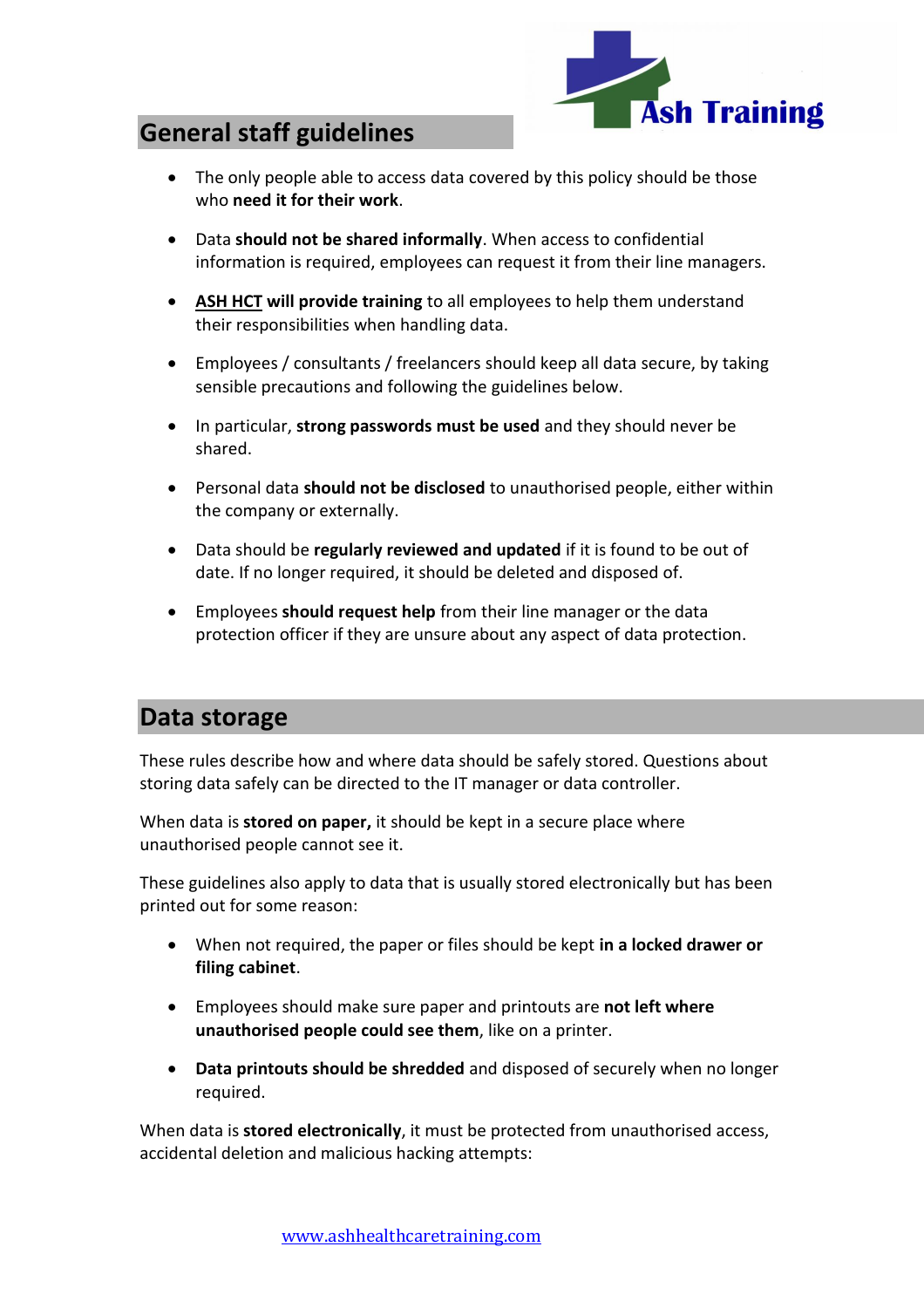## General staff guidelines

- The only people able to access data covered by this policy should be those who **need it for their work**.
- Data **should not be shared informally**. When access to confidential information is required, employees can request it from their line managers.
- **ASH HCT will provide training** to all employees to help them understand their responsibilities when handling data.
- Employees / consultants / freelancers should keep all data secure, by taking sensible precautions and following the guidelines below.
- In particular, **strong passwords must be used** and they should never be shared.
- Personal data **should not be disclosed** to unauthorised people, either within the company or externally.
- Data should be **regularly reviewed and updated** if it is found to be out of date. If no longer required, it should be deleted and disposed of.
- Employees **should request help** from their line manager or the data protection officer if they are unsure about any aspect of data protection.

## Data storage

These rules describe how and where data should be safely stored. Questions about storing data safely can be directed to the IT manager or data controller.

When data is **stored on paper,** it should be kept in a secure place where unauthorised people cannot see it.

These guidelines also apply to data that is usually stored electronically but has been printed out for some reason:

- When not required, the paper or files should be kept **in a locked drawer or filing cabinet**.
- Employees should make sure paper and printouts are **not left where unauthorised people could see them**, like on a printer.
- **Data printouts should be shredded** and disposed of securely when no longer required.

When data is **stored electronically**, it must be protected from unauthorised access, accidental deletion and malicious hacking attempts: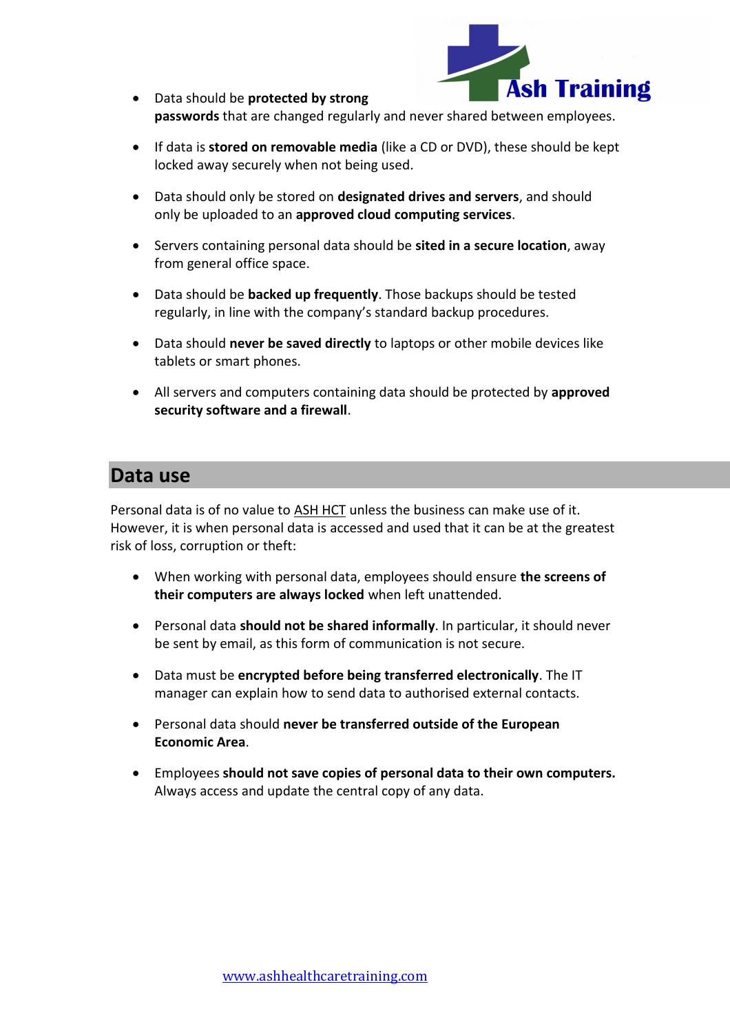- Data should be **protected by strong passwords** that are changed regularly and never shared between employees.
- If data is **stored on removable media** (like a CD or DVD), these should be kept locked away securely when not being used.
- Data should only be stored on **designated drives and servers**, and should only be uploaded to an **approved cloud computing services**.
- Servers containing personal data should be **sited in a secure location**, away from general office space.
- Data should be **backed up frequently**. Those backups should be tested regularly, in line with the company's standard backup procedures.
- Data should **never be saved directly** to laptops or other mobile devices like tablets or smart phones.
- All servers and computers containing data should be protected by **approved security software and a firewall**.

## Data use

Personal data is of no value to ASH HCT unless the business can make use of it. However, it is when personal data is accessed and used that it can be at the greatest risk of loss, corruption or theft:

- When working with personal data, employees should ensure **the screens of their computers are always locked** when left unattended.
- Personal data **should not be shared informally**. In particular, it should never be sent by email, as this form of communication is not secure.
- Data must be **encrypted before being transferred electronically**. The IT manager can explain how to send data to authorised external contacts.
- Personal data should **never be transferred outside of the European Economic Area**.
- Employees **should not save copies of personal data to their own computers.** Always access and update the central copy of any data.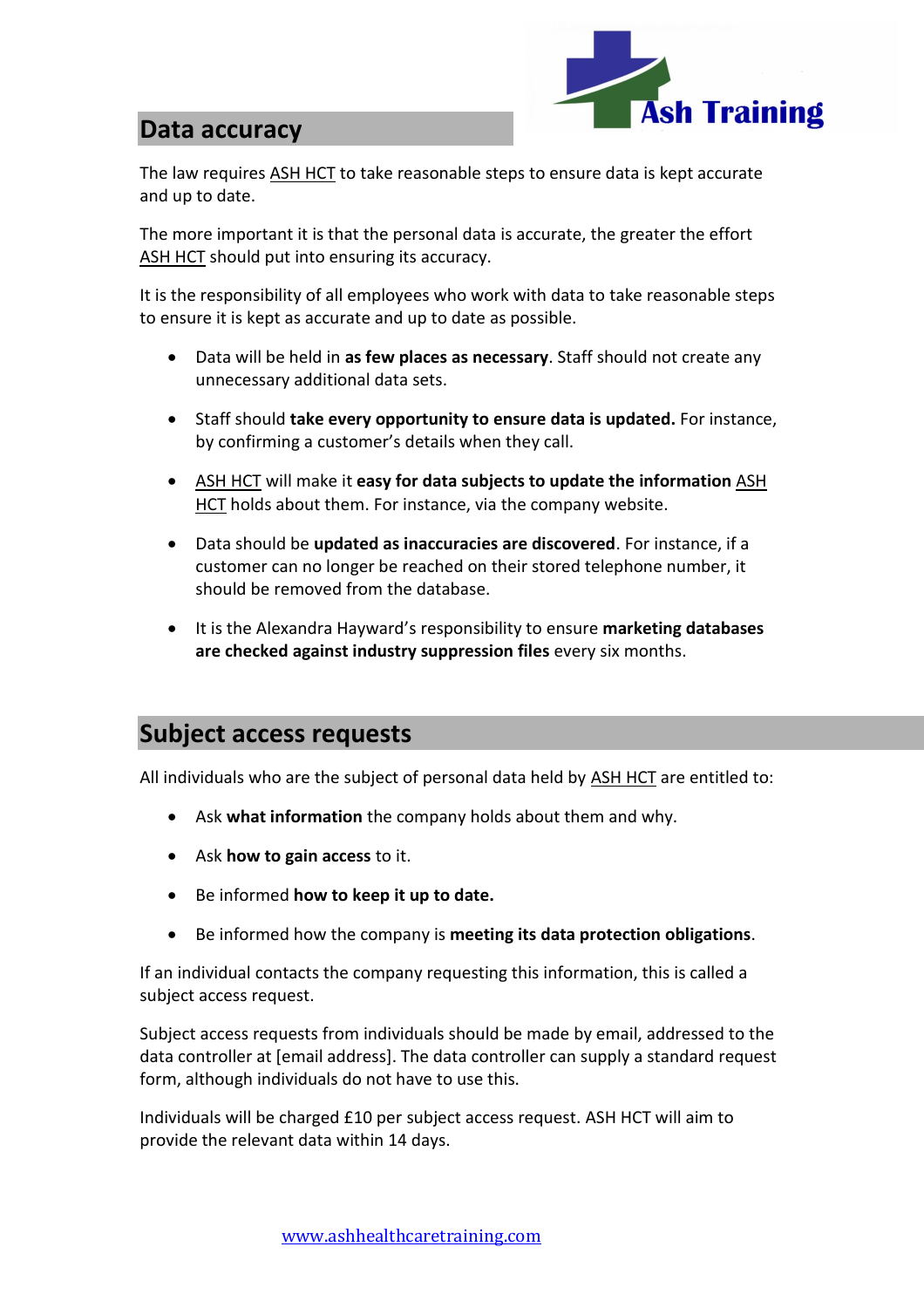## Data accuracy

The law requires ASH HCT to take reasonable steps to ensure data is kept accurate and up to date.

The more important it is that the personal data is accurate, the greater the effort ASH HCT should put into ensuring its accuracy.

It is the responsibility of all employees who work with data to take reasonable steps to ensure it is kept as accurate and up to date as possible.

- Data will be held in **as few places as necessary**. Staff should not create any unnecessary additional data sets.
- Staff should **take every opportunity to ensure data is updated.** For instance, by confirming a customer's details when they call.
- ASH HCT will make it **easy for data subjects to update the information** ASH HCT holds about them. For instance, via the company website.
- Data should be **updated as inaccuracies are discovered**. For instance, if a customer can no longer be reached on their stored telephone number, it should be removed from the database.
- It is the Alexandra Hayward's responsibility to ensure **marketing databases are checked against industry suppression files** every six months.

## Subject access requests

All individuals who are the subject of personal data held by ASH HCT are entitled to:

- Ask **what information** the company holds about them and why.
- Ask **how to gain access** to it.
- Be informed **how to keep it up to date.**
- Be informed how the company is **meeting its data protection obligations**.

If an individual contacts the company requesting this information, this is called a subject access request.

Subject access requests from individuals should be made by email, addressed to the data controller at [email address]. The data controller can supply a standard request form, although individuals do not have to use this.

Individuals will be charged £10 per subject access request. ASH HCT will aim to provide the relevant data within 14 days.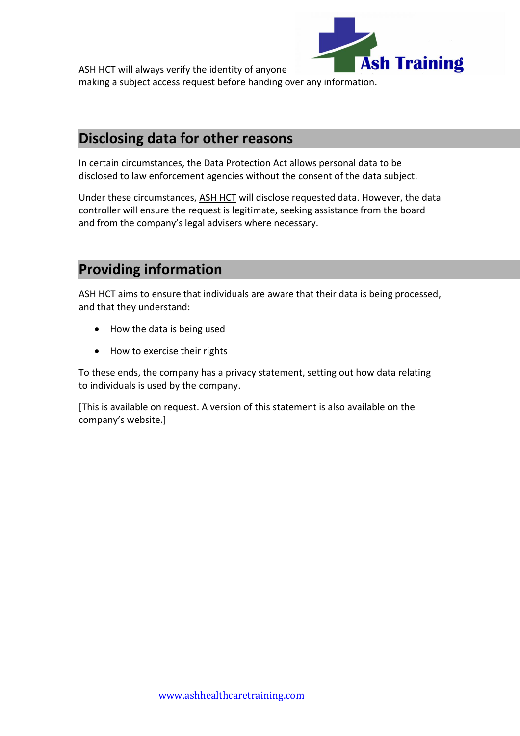ASH HCT will always verify the identity of anyone making a subject access request before handing over any information.

## Disclosing data for other reasons

In certain circumstances, the Data Protection Act allows personal data to be disclosed to law enforcement agencies without the consent of the data subject.

Under these circumstances, ASH HCT will disclose requested data. However, the data controller will ensure the request is legitimate, seeking assistance from the board and from the company's legal advisers where necessary.

## Providing information

ASH HCT aims to ensure that individuals are aware that their data is being processed, and that they understand:

- How the data is being used
- How to exercise their rights

To these ends, the company has a privacy statement, setting out how data relating to individuals is used by the company.

[This is available on request. A version of this statement is also available on the company's website.]